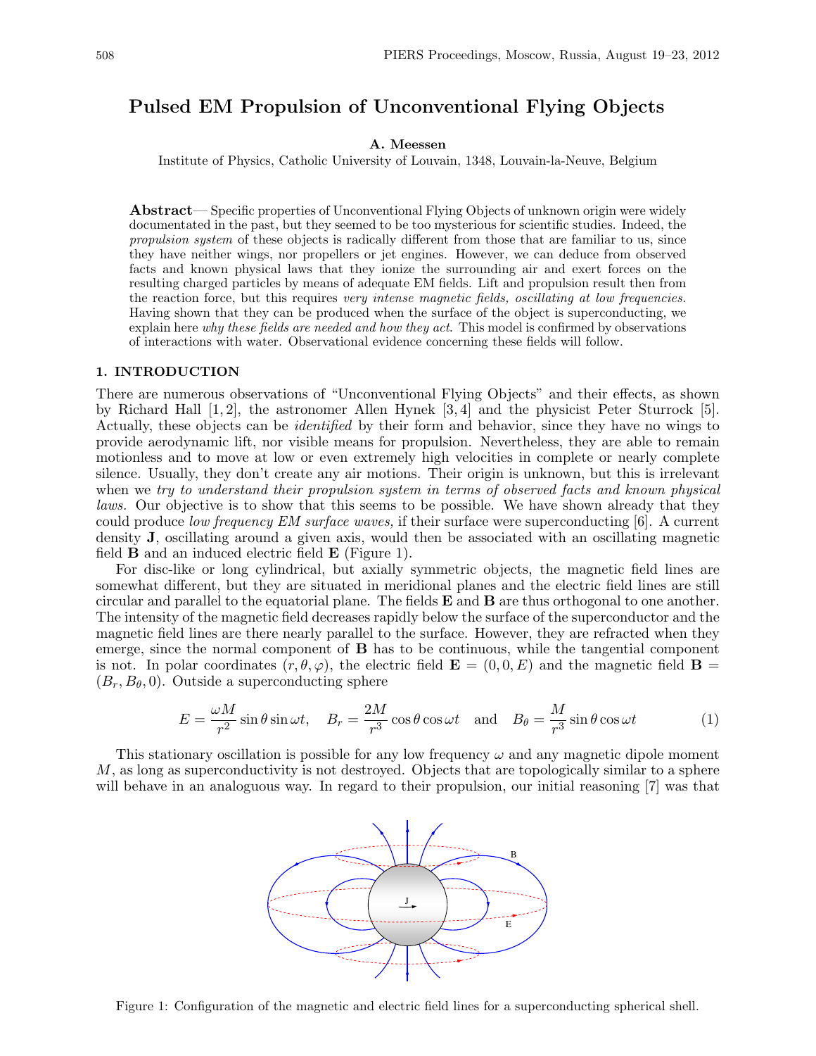# Pulsed EM Propulsion of Unconventional Flying Objects

**A. Meessen**

Institute of Physics, Catholic University of Louvain, 1348, Louvain-la-Neuve, Belgium

**Abstract**— Specific properties of Unconventional Flying Objects of unknown origin were widely documentated in the past, but they seemed to be too mysterious for scientific studies. Indeed, the *propulsion system* of these objects is radically different from those that are familiar to us, since they have neither wings, nor propellers or jet engines. However, we can deduce from observed facts and known physical laws that they ionize the surrounding air and exert forces on the resulting charged particles by means of adequate EM fields. Lift and propulsion result then from the reaction force, but this requires *very intense magnetic fields, oscillating at low frequencies.* Having shown that they can be produced when the surface of the object is superconducting, we explain here *why these fields are needed and how they act*. This model is confirmed by observations of interactions with water. Observational evidence concerning these fields will follow.

## 1. INTRODUCTION

There are numerous observations of "Unconventional Flying Objects" and their effects, as shown by Richard Hall [1, 2], the astronomer Allen Hynek [3, 4] and the physicist Peter Sturrock [5]. Actually, these objects can be *identified* by their form and behavior, since they have no wings to provide aerodynamic lift, nor visible means for propulsion. Nevertheless, they are able to remain motionless and to move at low or even extremely high velocities in complete or nearly complete silence. Usually, they don't create any air motions. Their origin is unknown, but this is irrelevant when we *try to understand their propulsion system in terms of observed facts and known physical laws.* Our objective is to show that this seems to be possible. We have shown already that they could produce *low frequency EM surface waves,* if their surface were superconducting [6]. A current density $\mathbf{J}$, oscillating around a given axis, would then be associated with an oscillating magnetic field $\mathbf{B}$ and an induced electric field $\mathbf{E}$ (Figure 1).

For disc-like or long cylindrical, but axially symmetric objects, the magnetic field lines are somewhat different, but they are situated in meridional planes and the electric field lines are still circular and parallel to the equatorial plane. The fields $\mathbf{E}$ and $\mathbf{B}$ are thus orthogonal to one another. The intensity of the magnetic field decreases rapidly below the surface of the superconductor and the magnetic field lines are there nearly parallel to the surface. However, they are refracted when they emerge, since the normal component of $\mathbf{B}$ has to be continuous, while the tangential component is not. In polar coordinates $(r, \theta, \varphi)$, the electric field $\mathbf{E} = (0, 0, E)$ and the magnetic field $\mathbf{B} = (B_r, B_\theta, 0)$. Outside a superconducting sphere

$$E = \frac{\omega M}{r^2} \sin\theta \sin\omega t, \quad B_r = \frac{2M}{r^3} \cos\theta \cos\omega t \quad \text{and} \quad B_\theta = \frac{M}{r^3} \sin\theta \cos\omega t \tag{1}$$

This stationary oscillation is possible for any low frequency $\omega$ and any magnetic dipole moment $M$, as long as superconductivity is not destroyed. Objects that are topologically similar to a sphere will behave in an analoguous way. In regard to their propulsion, our initial reasoning [7] was that

Figure 1: Configuration of the magnetic and electric field lines for a superconducting spherical shell.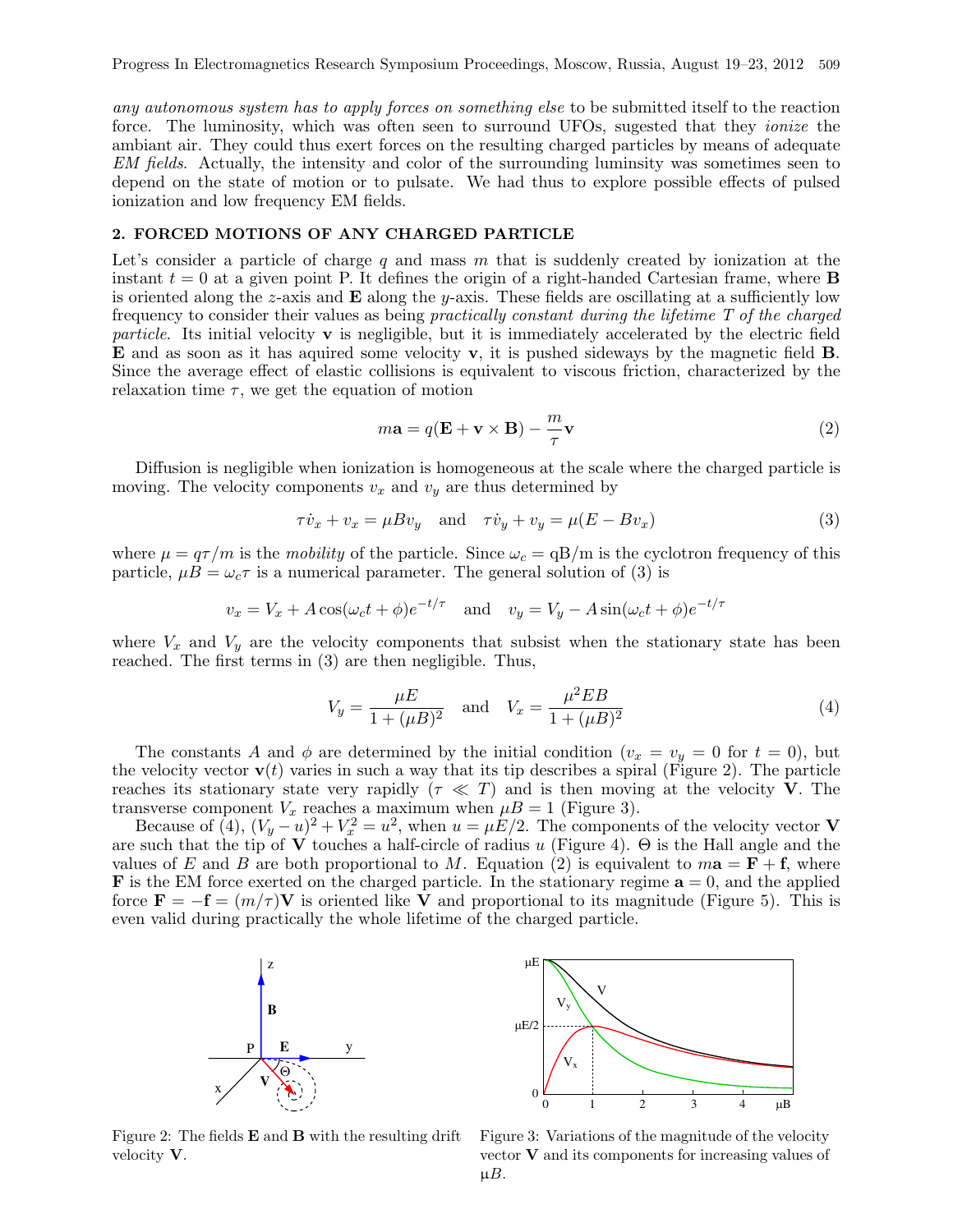*any autonomous system has to apply forces on something else* to be submitted itself to the reaction force. The luminosity, which was often seen to surround UFOs, sugested that they *ionize* the ambiant air. They could thus exert forces on the resulting charged particles by means of adequate *EM fields*. Actually, the intensity and color of the surrounding luminsity was sometimes seen to depend on the state of motion or to pulsate. We had thus to explore possible effects of pulsed ionization and low frequency EM fields.

## 2. FORCED MOTIONS OF ANY CHARGED PARTICLE

Let's consider a particle of charge $q$ and mass $m$ that is suddenly created by ionization at the instant $t = 0$ at a given point P. It defines the origin of a right-handed Cartesian frame, where $\mathbf{B}$ is oriented along the $z$-axis and $\mathbf{E}$ along the $y$-axis. These fields are oscillating at a sufficiently low frequency to consider their values as being *practically constant during the lifetime T of the charged particle*. Its initial velocity $\mathbf{v}$ is negligible, but it is immediately accelerated by the electric field $\mathbf{E}$ and as soon as it has aquired some velocity $\mathbf{v}$, it is pushed sideways by the magnetic field $\mathbf{B}$. Since the average effect of elastic collisions is equivalent to viscous friction, characterized by the relaxation time $\tau$, we get the equation of motion

$$m\mathbf{a} = q(\mathbf{E} + \mathbf{v} \times \mathbf{B}) - \frac{m}{\tau}\mathbf{v} \tag{2}$$

Diffusion is negligible when ionization is homogeneous at the scale where the charged particle is moving. The velocity components $v_x$ and $v_y$ are thus determined by

$$\tau \dot{v}_x + v_x = \mu B v_y \quad \text{and} \quad \tau \dot{v}_y + v_y = \mu(E - B v_x) \tag{3}$$

where $\mu = q\tau/m$ is the *mobility* of the particle. Since $\omega_c = \mathrm{qB/m}$ is the cyclotron frequency of this particle, $\mu B = \omega_c \tau$ is a numerical parameter. The general solution of (3) is

$$v_x = V_x + A\cos(\omega_c t + \phi)e^{-t/\tau} \quad \text{and} \quad v_y = V_y - A\sin(\omega_c t + \phi)e^{-t/\tau}$$

where $V_x$ and $V_y$ are the velocity components that subsist when the stationary state has been reached. The first terms in (3) are then negligible. Thus,

$$V_y = \frac{\mu E}{1 + (\mu B)^2} \quad \text{and} \quad V_x = \frac{\mu^2 E B}{1 + (\mu B)^2} \tag{4}$$

The constants $A$ and $\phi$ are determined by the initial condition ($v_x = v_y = 0$ for $t = 0$), but the velocity vector $\mathbf{v}(t)$ varies in such a way that its tip describes a spiral (Figure 2). The particle reaches its stationary state very rapidly ($\tau \ll T$) and is then moving at the velocity $\mathbf{V}$. The transverse component $V_x$ reaches a maximum when $\mu B = 1$ (Figure 3).

Because of (4), $(V_y - u)^2 + V_x^2 = u^2$, when $u = \mu E/2$. The components of the velocity vector $\mathbf{V}$ are such that the tip of $\mathbf{V}$ touches a half-circle of radius $u$ (Figure 4). $\Theta$ is the Hall angle and the values of $E$ and $B$ are both proportional to $M$. Equation (2) is equivalent to $m\mathbf{a} = \mathbf{F} + \mathbf{f}$, where $\mathbf{F}$ is the EM force exerted on the charged particle. In the stationary regime $\mathbf{a} = 0$, and the applied force $\mathbf{F} = -\mathbf{f} = (m/\tau)\mathbf{V}$ is oriented like $\mathbf{V}$ and proportional to its magnitude (Figure 5). This is even valid during practically the whole lifetime of the charged particle.

Figure 2: The fields $\mathbf{E}$ and $\mathbf{B}$ with the resulting drift velocity $\mathbf{V}$.

Figure 3: Variations of the magnitude of the velocity vector $\mathbf{V}$ and its components for increasing values of $\mu B$.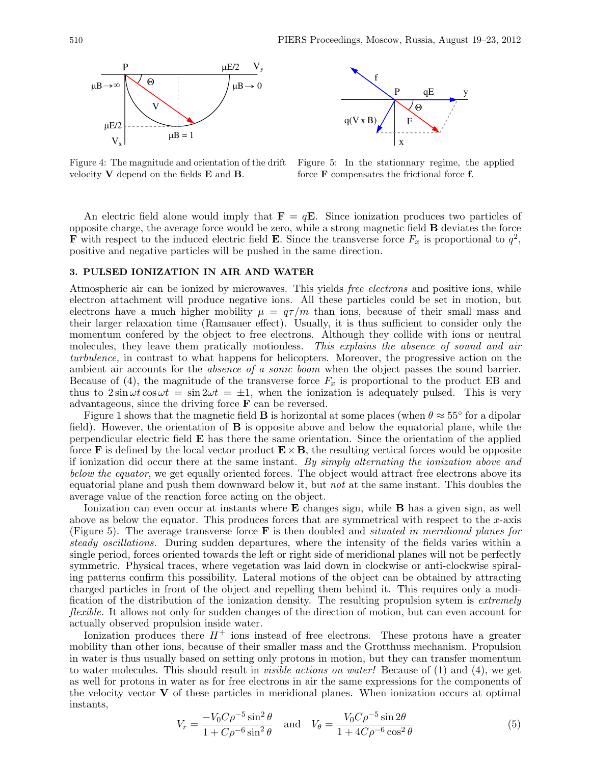Figure 4: The magnitude and orientation of the drift velocity $\mathbf{V}$ depend on the fields $\mathbf{E}$ and $\mathbf{B}$.

Figure 5: In the stationnary regime, the applied force $\mathbf{F}$ compensates the frictional force $\mathbf{f}$.

An electric field alone would imply that $\mathbf{F} = q\mathbf{E}$. Since ionization produces two particles of opposite charge, the average force would be zero, while a strong magnetic field $\mathbf{B}$ deviates the force $\mathbf{F}$ with respect to the induced electric field $\mathbf{E}$. Since the transverse force $F_x$ is proportional to $q^2$, positive and negative particles will be pushed in the same direction.

### 3. PULSED IONIZATION IN AIR AND WATER

Atmospheric air can be ionized by microwaves. This yields *free electrons* and positive ions, while electron attachment will produce negative ions. All these particles could be set in motion, but electrons have a much higher mobility $\mu = q\tau/m$ than ions, because of their small mass and their larger relaxation time (Ramsauer effect). Usually, it is thus sufficient to consider only the momentum confered by the object to free electrons. Although they collide with ions or neutral molecules, they leave them pratically motionless. *This explains the absence of sound and air turbulence,* in contrast to what happens for helicopters. Moreover, the progressive action on the ambient air accounts for the *absence of a sonic boom* when the object passes the sound barrier. Because of (4), the magnitude of the transverse force $F_x$ is proportional to the product EB and thus to $2\sin\omega t\cos\omega t = \sin 2\omega t = \pm 1$, when the ionization is adequately pulsed. This is very advantageous, since the driving force $\mathbf{F}$ can be reversed.

Figure 1 shows that the magnetic field $\mathbf{B}$ is horizontal at some places (when $\theta \approx 55^\circ$ for a dipolar field). However, the orientation of $\mathbf{B}$ is opposite above and below the equatorial plane, while the perpendicular electric field $\mathbf{E}$ has there the same orientation. Since the orientation of the applied force $\mathbf{F}$ is defined by the local vector product $\mathbf{E} \times \mathbf{B}$, the resulting vertical forces would be opposite if ionization did occur there at the same instant. *By simply alternating the ionization above and below the equator*, we get equally oriented forces. The object would attract free electrons above its equatorial plane and push them downward below it, but *not* at the same instant. This doubles the average value of the reaction force acting on the object.

Ionization can even occur at instants where $\mathbf{E}$ changes sign, while $\mathbf{B}$ has a given sign, as well above as below the equator. This produces forces that are symmetrical with respect to the $x$-axis (Figure 5). The average transverse force $\mathbf{F}$ is then doubled and *situated in meridional planes for steady oscillations.* During sudden departures, where the intensity of the fields varies within a single period, forces oriented towards the left or right side of meridional planes will not be perfectly symmetric. Physical traces, where vegetation was laid down in clockwise or anti-clockwise spiraling patterns confirm this possibility. Lateral motions of the object can be obtained by attracting charged particles in front of the object and repelling them behind it. This requires only a modification of the distribution of the ionization density. The resulting propulsion sytem is *extremely flexible.* It allows not only for sudden changes of the direction of motion, but can even account for actually observed propulsion inside water.

Ionization produces there $H^+$ ions instead of free electrons. These protons have a greater mobility than other ions, because of their smaller mass and the Grotthuss mechanism. Propulsion in water is thus usually based on setting only protons in motion, but they can transfer momentum to water molecules. This should result in *visible actions on water!* Because of (1) and (4), we get as well for protons in water as for free electrons in air the same expressions for the components of the velocity vector $\mathbf{V}$ of these particles in meridional planes. When ionization occurs at optimal instants,

$$V_r = \frac{-V_0 C\rho^{-5}\sin^2\theta}{1 + C\rho^{-6}\sin^2\theta} \quad \text{and} \quad V_\theta = \frac{V_0 C\rho^{-5}\sin 2\theta}{1 + 4C\rho^{-6}\cos^2\theta} \tag{5}$$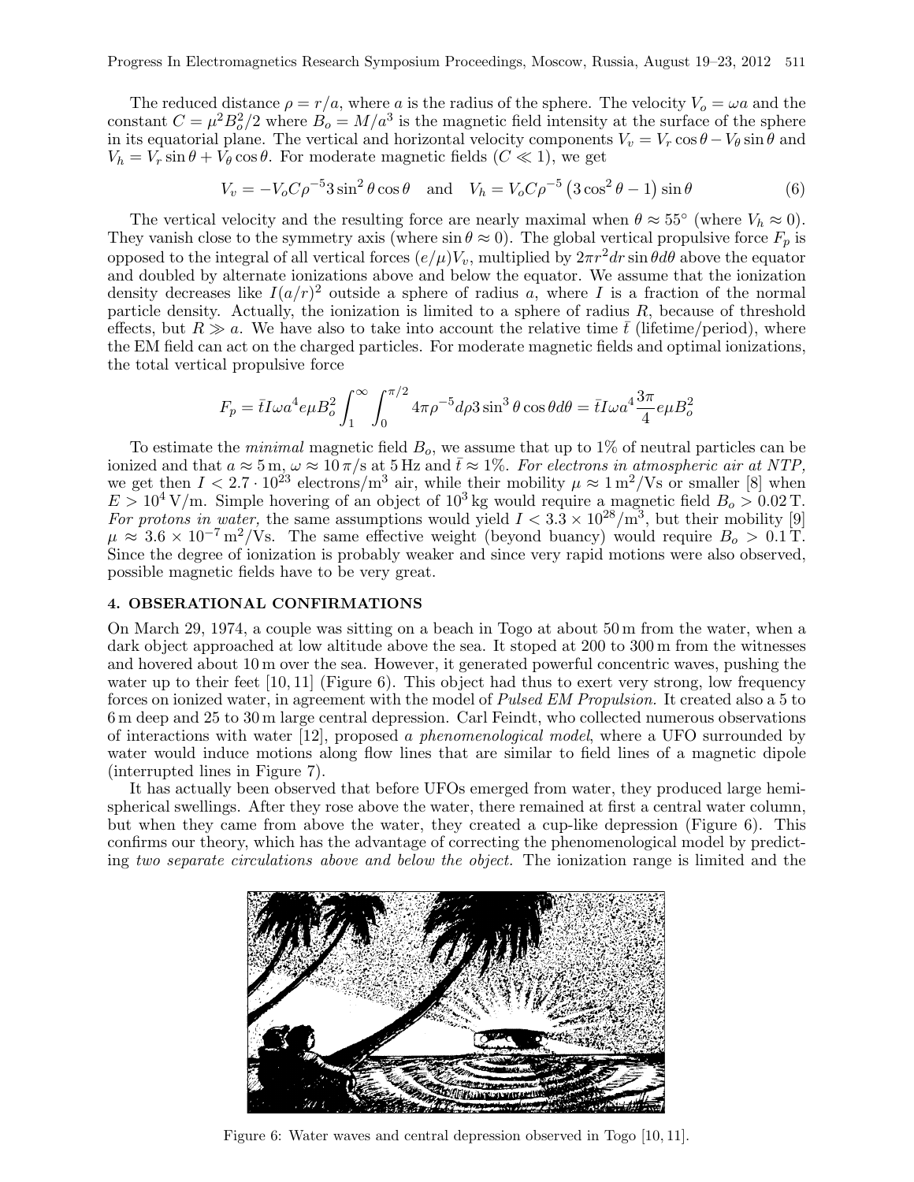The reduced distance $\rho = r/a$, where $a$ is the radius of the sphere. The velocity $V_o = \omega a$ and the constant $C = \mu^2 B_o^2/2$ where $B_o = M/a^3$ is the magnetic field intensity at the surface of the sphere in its equatorial plane. The vertical and horizontal velocity components $V_v = V_r \cos\theta - V_\theta \sin\theta$ and $V_h = V_r \sin\theta + V_\theta \cos\theta$. For moderate magnetic fields ($C \ll 1$), we get

$$V_v = -V_o C \rho^{-5} 3 \sin^2\theta \cos\theta \quad \text{and} \quad V_h = V_o C \rho^{-5} \left(3\cos^2\theta - 1\right) \sin\theta \tag{6}$$

The vertical velocity and the resulting force are nearly maximal when $\theta \approx 55°$ (where $V_h \approx 0$). They vanish close to the symmetry axis (where $\sin\theta \approx 0$). The global vertical propulsive force $F_p$ is opposed to the integral of all vertical forces $(e/\mu)V_v$, multiplied by $2\pi r^2 dr \sin\theta d\theta$ above the equator and doubled by alternate ionizations above and below the equator. We assume that the ionization density decreases like $I(a/r)^2$ outside a sphere of radius $a$, where $I$ is a fraction of the normal particle density. Actually, the ionization is limited to a sphere of radius $R$, because of threshold effects, but $R \gg a$. We have also to take into account the relative time $\bar{t}$ (lifetime/period), where the EM field can act on the charged particles. For moderate magnetic fields and optimal ionizations, the total vertical propulsive force

$$F_p = \bar{t} I \omega a^4 e \mu B_o^2 \int_1^\infty \int_0^{\pi/2} 4\pi \rho^{-5} d\rho 3 \sin^3\theta \cos\theta d\theta = \bar{t} I \omega a^4 \frac{3\pi}{4} e \mu B_o^2$$

To estimate the *minimal* magnetic field $B_o$, we assume that up to 1% of neutral particles can be ionized and that $a \approx 5\,\text{m}$, $\omega \approx 10\,\pi/\text{s}$ at 5 Hz and $\bar{t} \approx 1\%$. *For electrons in atmospheric air at NTP,* we get then $I < 2.7 \cdot 10^{23}$ electrons/m$^3$ air, while their mobility $\mu \approx 1\,\text{m}^2/\text{Vs}$ or smaller [8] when $E > 10^4\,\text{V/m}$. Simple hovering of an object of $10^3$ kg would require a magnetic field $B_o > 0.02\,\text{T}$. *For protons in water,* the same assumptions would yield $I < 3.3 \times 10^{28}/\text{m}^3$, but their mobility [9] $\mu \approx 3.6 \times 10^{-7}\,\text{m}^2/\text{Vs}$. The same effective weight (beyond buancy) would require $B_o > 0.1\,\text{T}$. Since the degree of ionization is probably weaker and since very rapid motions were also observed, possible magnetic fields have to be very great.

## 4. OBSERATIONAL CONFIRMATIONS

On March 29, 1974, a couple was sitting on a beach in Togo at about 50 m from the water, when a dark object approached at low altitude above the sea. It stoped at 200 to 300 m from the witnesses and hovered about 10 m over the sea. However, it generated powerful concentric waves, pushing the water up to their feet [10, 11] (Figure 6). This object had thus to exert very strong, low frequency forces on ionized water, in agreement with the model of *Pulsed EM Propulsion.* It created also a 5 to 6 m deep and 25 to 30 m large central depression. Carl Feindt, who collected numerous observations of interactions with water [12], proposed *a phenomenological model*, where a UFO surrounded by water would induce motions along flow lines that are similar to field lines of a magnetic dipole (interrupted lines in Figure 7).

It has actually been observed that before UFOs emerged from water, they produced large hemispherical swellings. After they rose above the water, there remained at first a central water column, but when they came from above the water, they created a cup-like depression (Figure 6). This confirms our theory, which has the advantage of correcting the phenomenological model by predicting *two separate circulations above and below the object.* The ionization range is limited and the

Figure 6: Water waves and central depression observed in Togo [10, 11].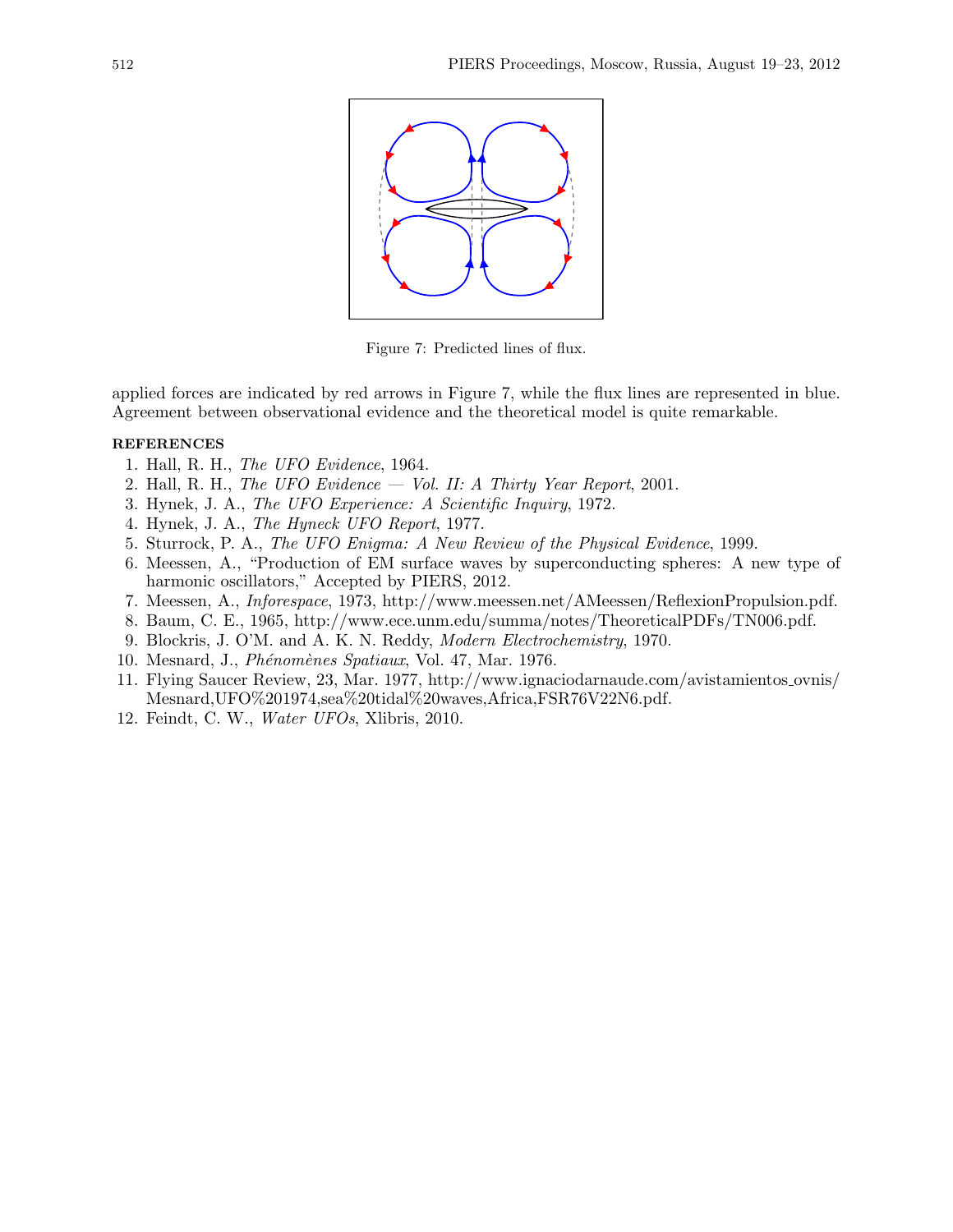Figure 7: Predicted lines of flux.

applied forces are indicated by red arrows in Figure 7, while the flux lines are represented in blue. Agreement between observational evidence and the theoretical model is quite remarkable.

**REFERENCES**

1. Hall, R. H., *The UFO Evidence*, 1964.
2. Hall, R. H., *The UFO Evidence — Vol. II: A Thirty Year Report*, 2001.
3. Hynek, J. A., *The UFO Experience: A Scientific Inquiry*, 1972.
4. Hynek, J. A., *The Hyneck UFO Report*, 1977.
5. Sturrock, P. A., *The UFO Enigma: A New Review of the Physical Evidence*, 1999.
6. Meessen, A., "Production of EM surface waves by superconducting spheres: A new type of harmonic oscillators," Accepted by PIERS, 2012.
7. Meessen, A., *Inforespace*, 1973, http://www.meessen.net/AMeessen/ReflexionPropulsion.pdf.
8. Baum, C. E., 1965, http://www.ece.unm.edu/summa/notes/TheoreticalPDFs/TN006.pdf.
9. Blockris, J. O'M. and A. K. N. Reddy, *Modern Electrochemistry*, 1970.
10. Mesnard, J., *Phénomènes Spatiaux*, Vol. 47, Mar. 1976.
11. Flying Saucer Review, 23, Mar. 1977, http://www.ignaciodarnaude.com/avistamientos_ovnis/Mesnard,UFO%201974,sea%20tidal%20waves,Africa,FSR76V22N6.pdf.
12. Feindt, C. W., *Water UFOs*, Xlibris, 2010.